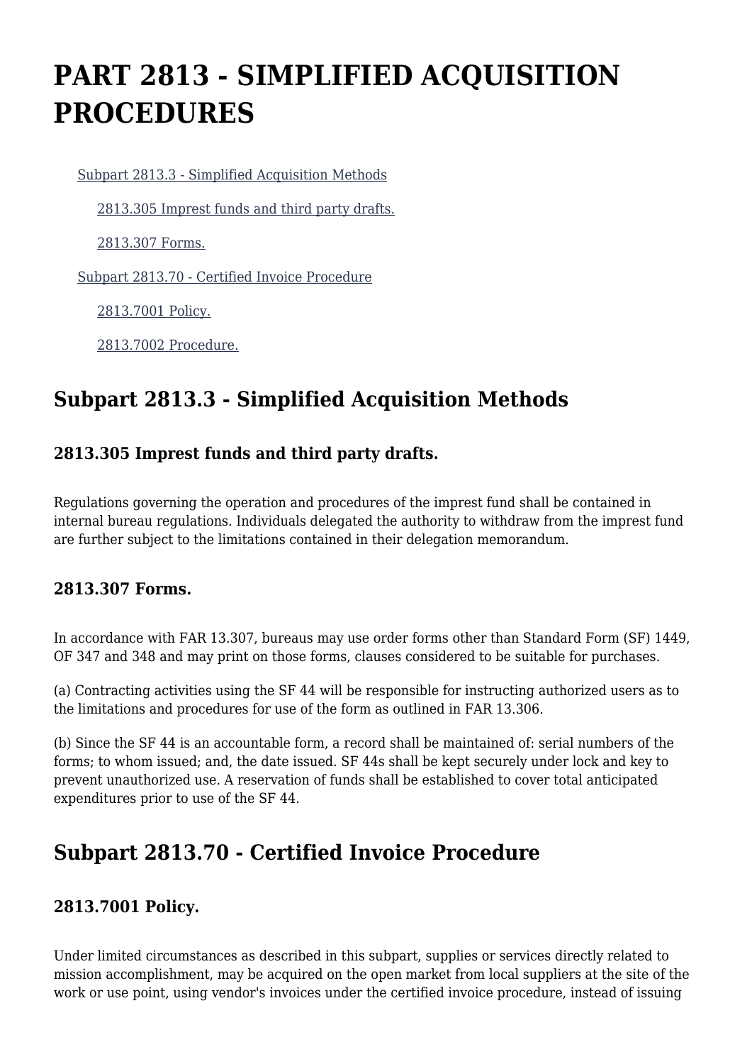# PART 2813 - SIMPLIFIED ACQUISITION PROCEDURES

- Subpart 2813.3 - Simplified Acquisition Methods
  - 2813.305 Imprest funds and third party drafts.
  - 2813.307 Forms.
- Subpart 2813.70 - Certified Invoice Procedure
  - 2813.7001 Policy.
  - 2813.7002 Procedure.

## Subpart 2813.3 - Simplified Acquisition Methods

### 2813.305 Imprest funds and third party drafts.

Regulations governing the operation and procedures of the imprest fund shall be contained in internal bureau regulations. Individuals delegated the authority to withdraw from the imprest fund are further subject to the limitations contained in their delegation memorandum.

### 2813.307 Forms.

In accordance with FAR 13.307, bureaus may use order forms other than Standard Form (SF) 1449, OF 347 and 348 and may print on those forms, clauses considered to be suitable for purchases.

(a) Contracting activities using the SF 44 will be responsible for instructing authorized users as to the limitations and procedures for use of the form as outlined in FAR 13.306.

(b) Since the SF 44 is an accountable form, a record shall be maintained of: serial numbers of the forms; to whom issued; and, the date issued. SF 44s shall be kept securely under lock and key to prevent unauthorized use. A reservation of funds shall be established to cover total anticipated expenditures prior to use of the SF 44.

## Subpart 2813.70 - Certified Invoice Procedure

### 2813.7001 Policy.

Under limited circumstances as described in this subpart, supplies or services directly related to mission accomplishment, may be acquired on the open market from local suppliers at the site of the work or use point, using vendor's invoices under the certified invoice procedure, instead of issuing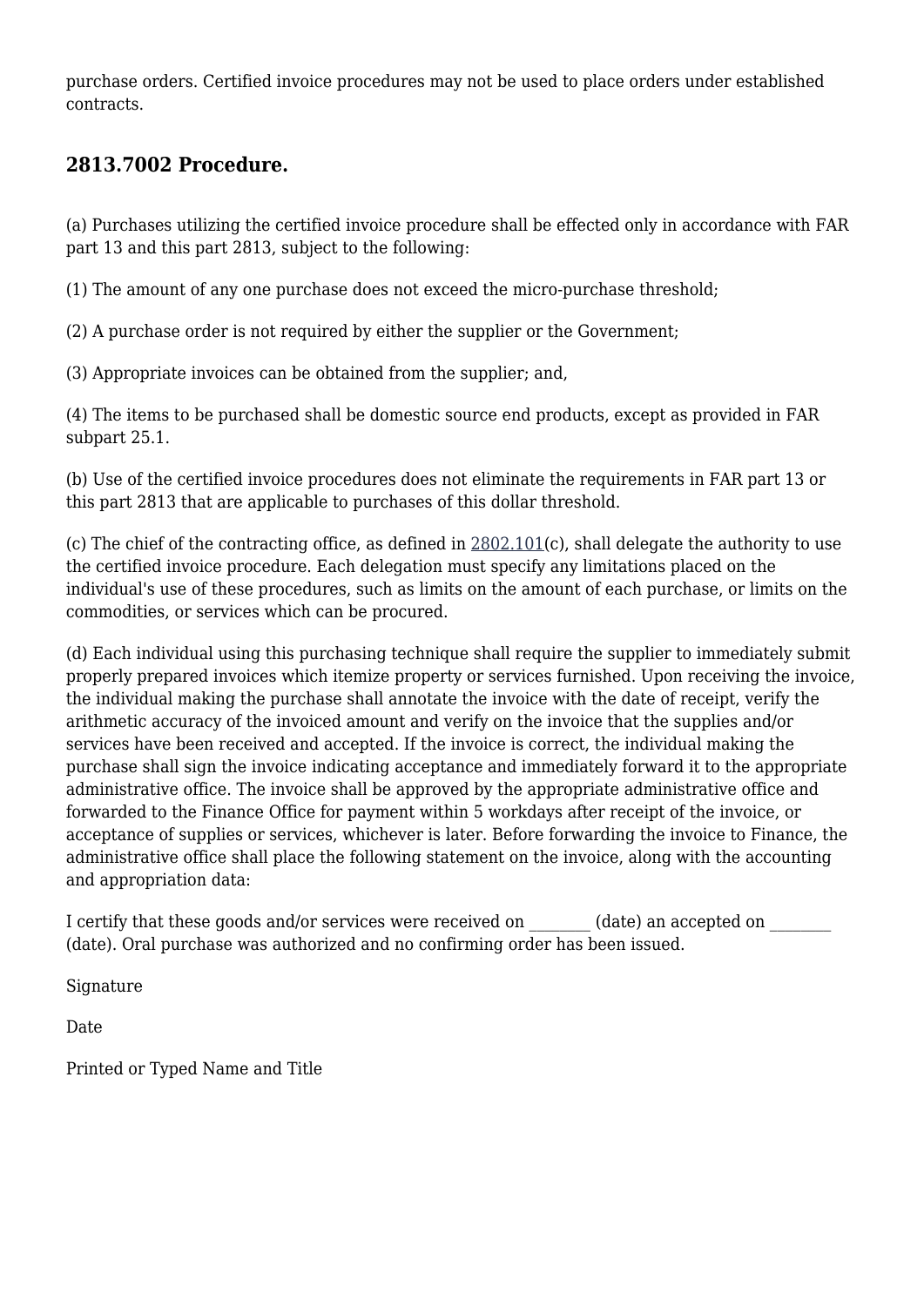purchase orders. Certified invoice procedures may not be used to place orders under established contracts.

## 2813.7002 Procedure.

(a) Purchases utilizing the certified invoice procedure shall be effected only in accordance with FAR part 13 and this part 2813, subject to the following:

(1) The amount of any one purchase does not exceed the micro-purchase threshold;

(2) A purchase order is not required by either the supplier or the Government;

(3) Appropriate invoices can be obtained from the supplier; and,

(4) The items to be purchased shall be domestic source end products, except as provided in FAR subpart 25.1.

(b) Use of the certified invoice procedures does not eliminate the requirements in FAR part 13 or this part 2813 that are applicable to purchases of this dollar threshold.

(c) The chief of the contracting office, as defined in 2802.101(c), shall delegate the authority to use the certified invoice procedure. Each delegation must specify any limitations placed on the individual's use of these procedures, such as limits on the amount of each purchase, or limits on the commodities, or services which can be procured.

(d) Each individual using this purchasing technique shall require the supplier to immediately submit properly prepared invoices which itemize property or services furnished. Upon receiving the invoice, the individual making the purchase shall annotate the invoice with the date of receipt, verify the arithmetic accuracy of the invoiced amount and verify on the invoice that the supplies and/or services have been received and accepted. If the invoice is correct, the individual making the purchase shall sign the invoice indicating acceptance and immediately forward it to the appropriate administrative office. The invoice shall be approved by the appropriate administrative office and forwarded to the Finance Office for payment within 5 workdays after receipt of the invoice, or acceptance of supplies or services, whichever is later. Before forwarding the invoice to Finance, the administrative office shall place the following statement on the invoice, along with the accounting and appropriation data:

I certify that these goods and/or services were received on ________ (date) an accepted on ________ (date). Oral purchase was authorized and no confirming order has been issued.

Signature

Date

Printed or Typed Name and Title